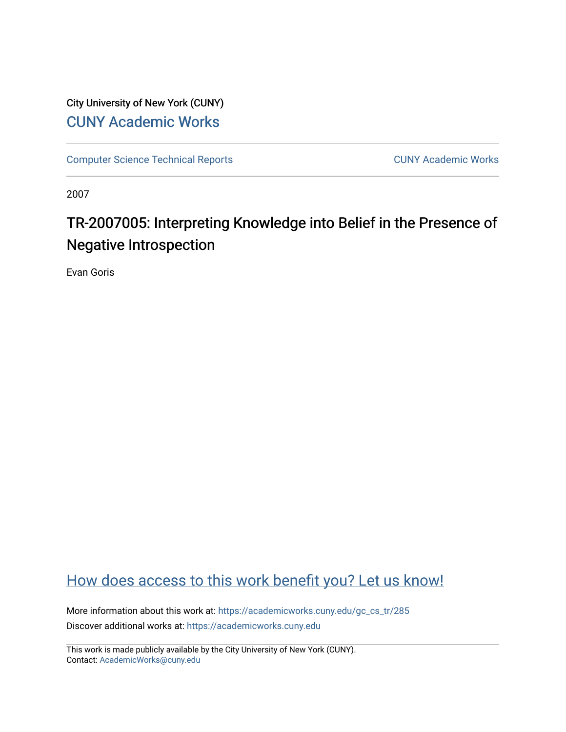City University of New York (CUNY)

CUNY Academic Works

Computer Science Technical Reports

CUNY Academic Works

2007

# TR-2007005: Interpreting Knowledge into Belief in the Presence of Negative Introspection

Evan Goris

How does access to this work benefit you? Let us know!

More information about this work at: https://academicworks.cuny.edu/gc_cs_tr/285

Discover additional works at: https://academicworks.cuny.edu

This work is made publicly available by the City University of New York (CUNY).
Contact: AcademicWorks@cuny.edu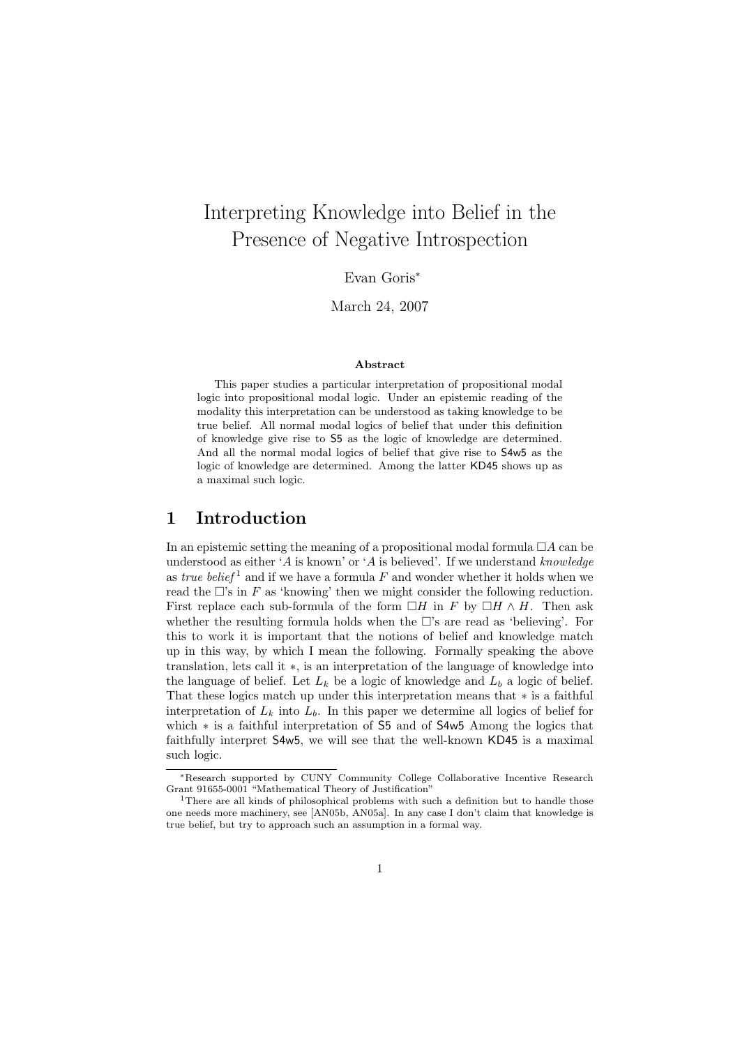# Interpreting Knowledge into Belief in the Presence of Negative Introspection

Evan Goris[*]

March 24, 2007

**Abstract**

This paper studies a particular interpretation of propositional modal logic into propositional modal logic. Under an epistemic reading of the modality this interpretation can be understood as taking knowledge to be true belief. All normal modal logics of belief that under this definition of knowledge give rise to S5 as the logic of knowledge are determined. And all the normal modal logics of belief that give rise to S4w5 as the logic of knowledge are determined. Among the latter KD45 shows up as a maximal such logic.

## 1 Introduction

In an epistemic setting the meaning of a propositional modal formula $\Box A$ can be understood as either '$A$ is known' or '$A$ is believed'. If we understand *knowledge* as *true belief*[1] and if we have a formula $F$ and wonder whether it holds when we read the $\Box$'s in $F$ as 'knowing' then we might consider the following reduction. First replace each sub-formula of the form $\Box H$ in $F$ by $\Box H \wedge H$. Then ask whether the resulting formula holds when the $\Box$'s are read as 'believing'. For this to work it is important that the notions of belief and knowledge match up in this way, by which I mean the following. Formally speaking the above translation, lets call it $*$, is an interpretation of the language of knowledge into the language of belief. Let $L_k$ be a logic of knowledge and $L_b$ a logic of belief. That these logics match up under this interpretation means that $*$ is a faithful interpretation of $L_k$ into $L_b$. In this paper we determine all logics of belief for which $*$ is a faithful interpretation of S5 and of S4w5 Among the logics that faithfully interpret S4w5, we will see that the well-known KD45 is a maximal such logic.

---

[*] Research supported by CUNY Community College Collaborative Incentive Research Grant 91655-0001 "Mathematical Theory of Justification"

[1] There are all kinds of philosophical problems with such a definition but to handle those one needs more machinery, see [AN05b, AN05a]. In any case I don't claim that knowledge is true belief, but try to approach such an assumption in a formal way.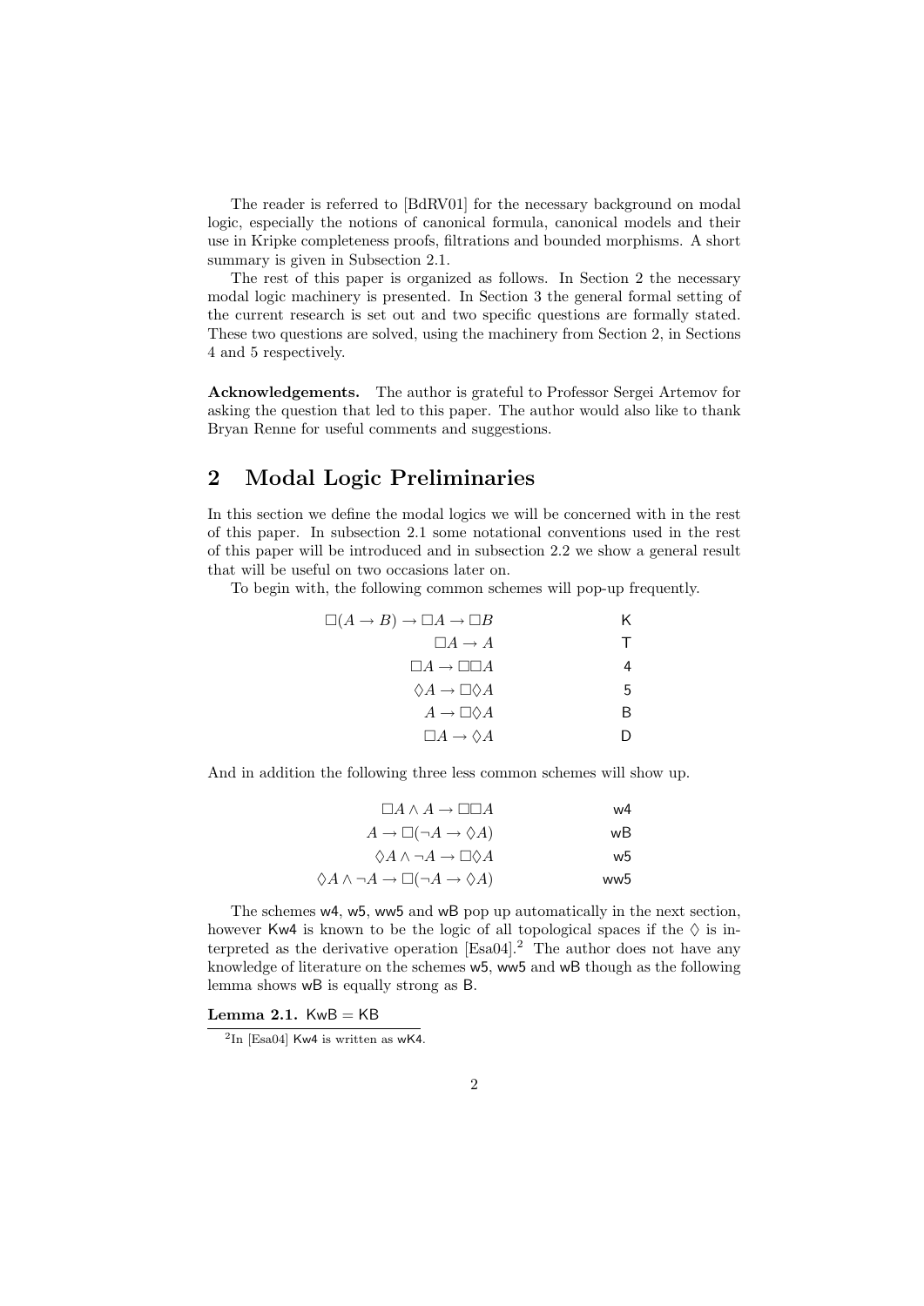The reader is referred to [BdRV01] for the necessary background on modal logic, especially the notions of canonical formula, canonical models and their use in Kripke completeness proofs, filtrations and bounded morphisms. A short summary is given in Subsection 2.1.

The rest of this paper is organized as follows. In Section 2 the necessary modal logic machinery is presented. In Section 3 the general formal setting of the current research is set out and two specific questions are formally stated. These two questions are solved, using the machinery from Section 2, in Sections 4 and 5 respectively.

**Acknowledgements.** The author is grateful to Professor Sergei Artemov for asking the question that led to this paper. The author would also like to thank Bryan Renne for useful comments and suggestions.

## 2 Modal Logic Preliminaries

In this section we define the modal logics we will be concerned with in the rest of this paper. In subsection 2.1 some notational conventions used in the rest of this paper will be introduced and in subsection 2.2 we show a general result that will be useful on two occasions later on.

To begin with, the following common schemes will pop-up frequently.

| | |
|---|---|
| $\Box(A \to B) \to \Box A \to \Box B$ | K |
| $\Box A \to A$ | T |
| $\Box A \to \Box\Box A$ | 4 |
| $\Diamond A \to \Box\Diamond A$ | 5 |
| $A \to \Box\Diamond A$ | B |
| $\Box A \to \Diamond A$ | D |

And in addition the following three less common schemes will show up.

| | |
|---|---|
| $\Box A \wedge A \to \Box\Box A$ | w4 |
| $A \to \Box(\neg A \to \Diamond A)$ | wB |
| $\Diamond A \wedge \neg A \to \Box\Diamond A$ | w5 |
| $\Diamond A \wedge \neg A \to \Box(\neg A \to \Diamond A)$ | ww5 |

The schemes w4, w5, ww5 and wB pop up automatically in the next section, however Kw4 is known to be the logic of all topological spaces if the $\Diamond$ is interpreted as the derivative operation [Esa04].[2] The author does not have any knowledge of literature on the schemes w5, ww5 and wB though as the following lemma shows wB is equally strong as B.

**Lemma 2.1.** KwB = KB

[2] In [Esa04] Kw4 is written as wK4.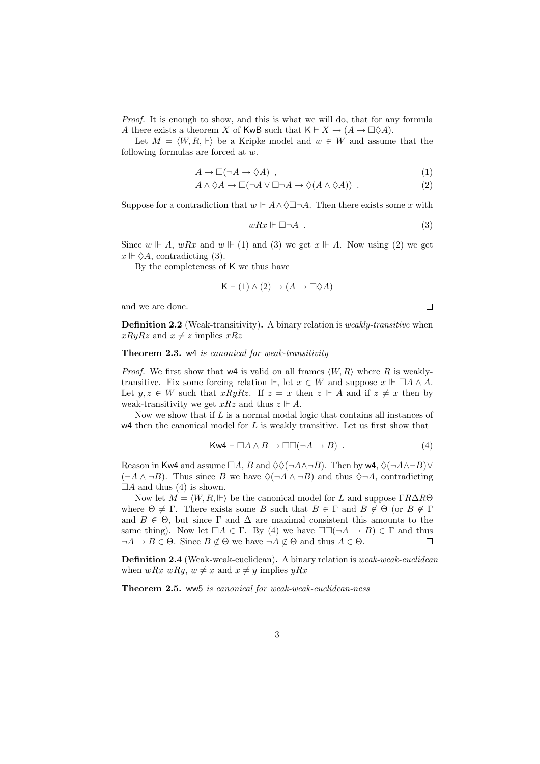*Proof.* It is enough to show, and this is what we will do, that for any formula $A$ there exists a theorem $X$ of $\mathsf{KwB}$ such that $\mathsf{K} \vdash X \to (A \to \Box\Diamond A)$.

Let $M = \langle W, R, \Vdash \rangle$ be a Kripke model and $w \in W$ and assume that the following formulas are forced at $w$.

$$A \to \Box(\neg A \to \Diamond A) \ , \tag{1}$$

$$A \wedge \Diamond A \to \Box(\neg A \vee \Box\neg A \to \Diamond(A \wedge \Diamond A)) \ . \tag{2}$$

Suppose for a contradiction that $w \Vdash A \wedge \Diamond\Box\neg A$. Then there exists some $x$ with

$$wRx \Vdash \Box\neg A \ . \tag{3}$$

Since $w \Vdash A$, $wRx$ and $w \Vdash (1)$ and (3) we get $x \Vdash A$. Now using (2) we get $x \Vdash \Diamond A$, contradicting (3).

By the completeness of $\mathsf{K}$ we thus have

$$\mathsf{K} \vdash (1) \wedge (2) \to (A \to \Box\Diamond A)$$

and we are done. $\square$

**Definition 2.2** (Weak-transitivity)**.** A binary relation is *weakly-transitive* when $xRyRz$ and $x \neq z$ implies $xRz$

**Theorem 2.3.** $\mathsf{w4}$ *is canonical for weak-transitivity*

*Proof.* We first show that $\mathsf{w4}$ is valid on all frames $\langle W, R \rangle$ where $R$ is weakly-transitive. Fix some forcing relation $\Vdash$, let $x \in W$ and suppose $x \Vdash \Box A \wedge A$. Let $y, z \in W$ such that $xRyRz$. If $z = x$ then $z \Vdash A$ and if $z \neq x$ then by weak-transitivity we get $xRz$ and thus $z \Vdash A$.

Now we show that if $L$ is a normal modal logic that contains all instances of $\mathsf{w4}$ then the canonical model for $L$ is weakly transitive. Let us first show that

$$\mathsf{Kw4} \vdash \Box A \wedge B \to \Box\Box(\neg A \to B) \ . \tag{4}$$

Reason in $\mathsf{Kw4}$ and assume $\Box A$, $B$ and $\Diamond\Diamond(\neg A \wedge \neg B)$. Then by $\mathsf{w4}$, $\Diamond(\neg A \wedge \neg B) \vee (\neg A \wedge \neg B)$. Thus since $B$ we have $\Diamond(\neg A \wedge \neg B)$ and thus $\Diamond\neg A$, contradicting $\Box A$ and thus (4) is shown.

Now let $M = \langle W, R, \Vdash \rangle$ be the canonical model for $L$ and suppose $\Gamma R \Delta R \Theta$ where $\Theta \neq \Gamma$. There exists some $B$ such that $B \in \Gamma$ and $B \notin \Theta$ (or $B \notin \Gamma$ and $B \in \Theta$, but since $\Gamma$ and $\Delta$ are maximal consistent this amounts to the same thing). Now let $\Box A \in \Gamma$. By (4) we have $\Box\Box(\neg A \to B) \in \Gamma$ and thus $\neg A \to B \in \Theta$. Since $B \notin \Theta$ we have $\neg A \notin \Theta$ and thus $A \in \Theta$. $\square$

**Definition 2.4** (Weak-weak-euclidean)**.** A binary relation is *weak-weak-euclidean* when $wRx$ $wRy$, $w \neq x$ and $x \neq y$ implies $yRx$

**Theorem 2.5.** $\mathsf{ww5}$ *is canonical for weak-weak-euclidean-ness*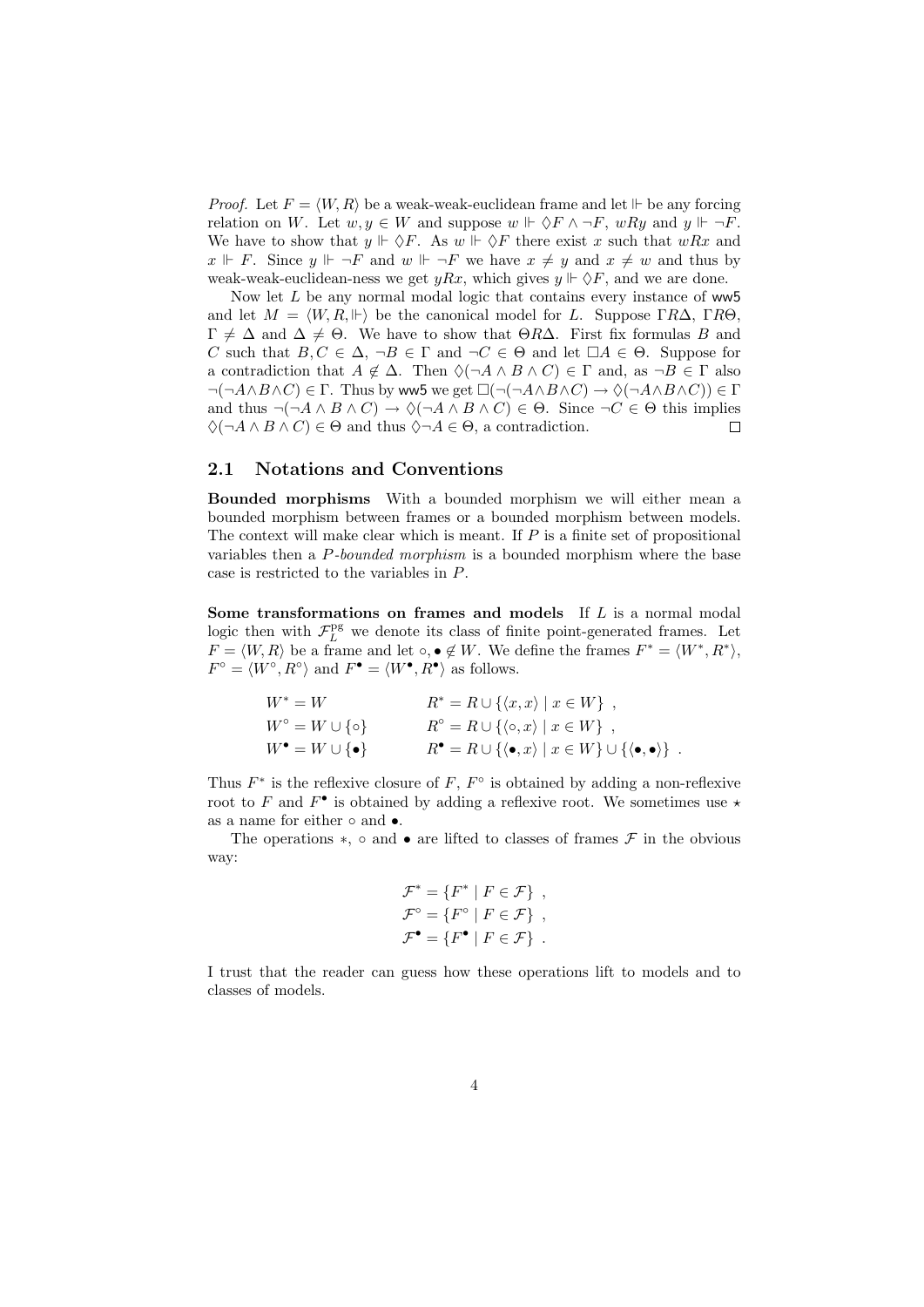*Proof.* Let $F = \langle W, R \rangle$ be a weak-weak-euclidean frame and let $\Vdash$ be any forcing relation on $W$. Let $w, y \in W$ and suppose $w \Vdash \Diamond F \wedge \neg F$, $wRy$ and $y \Vdash \neg F$. We have to show that $y \Vdash \Diamond F$. As $w \Vdash \Diamond F$ there exist $x$ such that $wRx$ and $x \Vdash F$. Since $y \Vdash \neg F$ and $w \Vdash \neg F$ we have $x \neq y$ and $x \neq w$ and thus by weak-weak-euclidean-ness we get $yRx$, which gives $y \Vdash \Diamond F$, and we are done.

Now let $L$ be any normal modal logic that contains every instance of ww5 and let $M = \langle W, R, \Vdash \rangle$ be the canonical model for $L$. Suppose $\Gamma R \Delta$, $\Gamma R \Theta$, $\Gamma \neq \Delta$ and $\Delta \neq \Theta$. We have to show that $\Theta R \Delta$. First fix formulas $B$ and $C$ such that $B, C \in \Delta$, $\neg B \in \Gamma$ and $\neg C \in \Theta$ and let $\Box A \in \Theta$. Suppose for a contradiction that $A \notin \Delta$. Then $\Diamond(\neg A \wedge B \wedge C) \in \Gamma$ and, as $\neg B \in \Gamma$ also $\neg(\neg A \wedge B \wedge C) \in \Gamma$. Thus by ww5 we get $\Box(\neg(\neg A \wedge B \wedge C) \to \Diamond(\neg A \wedge B \wedge C)) \in \Gamma$ and thus $\neg(\neg A \wedge B \wedge C) \to \Diamond(\neg A \wedge B \wedge C) \in \Theta$. Since $\neg C \in \Theta$ this implies $\Diamond(\neg A \wedge B \wedge C) \in \Theta$ and thus $\Diamond \neg A \in \Theta$, a contradiction. □

## 2.1 Notations and Conventions

**Bounded morphisms** With a bounded morphism we will either mean a bounded morphism between frames or a bounded morphism between models. The context will make clear which is meant. If $P$ is a finite set of propositional variables then a *$P$-bounded morphism* is a bounded morphism where the base case is restricted to the variables in $P$.

**Some transformations on frames and models** If $L$ is a normal modal logic then with $\mathcal{F}_L^{\mathrm{pg}}$ we denote its class of finite point-generated frames. Let $F = \langle W, R \rangle$ be a frame and let $\circ, \bullet \notin W$. We define the frames $F^* = \langle W^*, R^* \rangle$, $F^\circ = \langle W^\circ, R^\circ \rangle$ and $F^\bullet = \langle W^\bullet, R^\bullet \rangle$ as follows.

$$
\begin{aligned}
W^* &= W & R^* &= R \cup \{\langle x, x \rangle \mid x \in W\} \ , \\
W^\circ &= W \cup \{\circ\} & R^\circ &= R \cup \{\langle \circ, x \rangle \mid x \in W\} \ , \\
W^\bullet &= W \cup \{\bullet\} & R^\bullet &= R \cup \{\langle \bullet, x \rangle \mid x \in W\} \cup \{\langle \bullet, \bullet \rangle\} \ .
\end{aligned}
$$

Thus $F^*$ is the reflexive closure of $F$, $F^\circ$ is obtained by adding a non-reflexive root to $F$ and $F^\bullet$ is obtained by adding a reflexive root. We sometimes use $\star$ as a name for either $\circ$ and $\bullet$.

The operations $*$, $\circ$ and $\bullet$ are lifted to classes of frames $\mathcal{F}$ in the obvious way:

$$
\begin{aligned}
\mathcal{F}^* &= \{F^* \mid F \in \mathcal{F}\} \ , \\
\mathcal{F}^\circ &= \{F^\circ \mid F \in \mathcal{F}\} \ , \\
\mathcal{F}^\bullet &= \{F^\bullet \mid F \in \mathcal{F}\} \ .
\end{aligned}
$$

I trust that the reader can guess how these operations lift to models and to classes of models.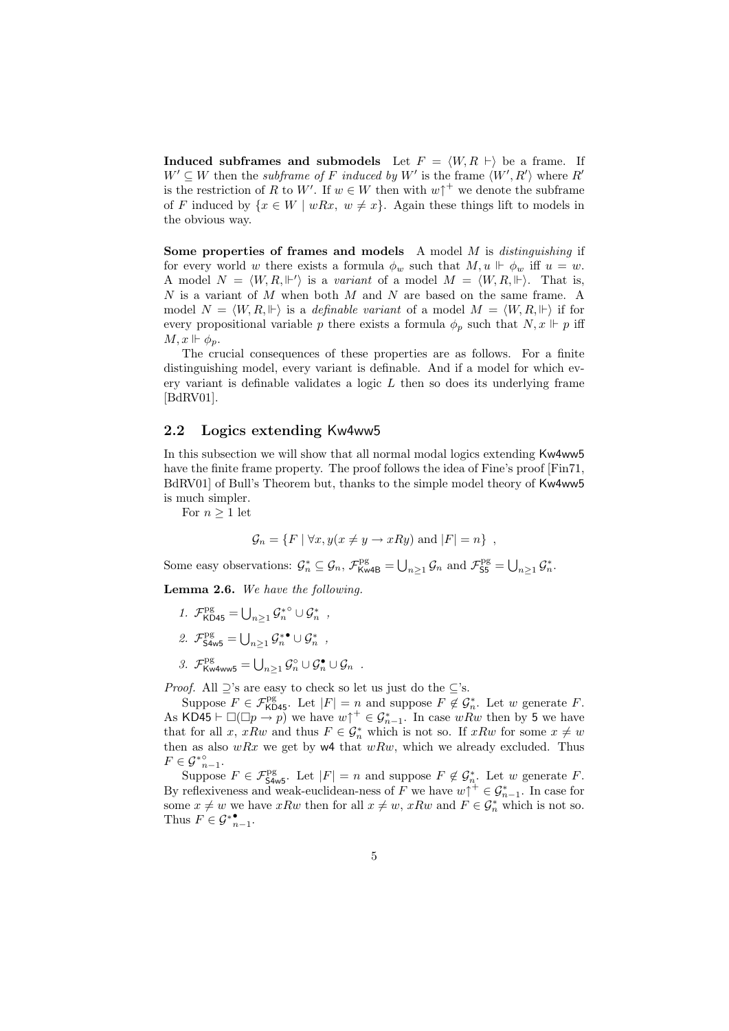**Induced subframes and submodels** Let $F = \langle W, R \vdash\rangle$ be a frame. If $W' \subseteq W$ then the *subframe of $F$ induced by $W'$* is the frame $\langle W', R'\rangle$ where $R'$ is the restriction of $R$ to $W'$. If $w \in W$ then with $w\!\uparrow^+$ we denote the subframe of $F$ induced by $\{x \in W \mid wRx,\ w \neq x\}$. Again these things lift to models in the obvious way.

**Some properties of frames and models** A model $M$ is *distinguishing* if for every world $w$ there exists a formula $\phi_w$ such that $M, u \Vdash \phi_w$ iff $u = w$. A model $N = \langle W, R, \Vdash'\rangle$ is a *variant* of a model $M = \langle W, R, \Vdash\rangle$. That is, $N$ is a variant of $M$ when both $M$ and $N$ are based on the same frame. A model $N = \langle W, R, \Vdash\rangle$ is a *definable variant* of a model $M = \langle W, R, \Vdash\rangle$ if for every propositional variable $p$ there exists a formula $\phi_p$ such that $N, x \Vdash p$ iff $M, x \Vdash \phi_p$.

The crucial consequences of these properties are as follows. For a finite distinguishing model, every variant is definable. And if a model for which every variant is definable validates a logic $L$ then so does its underlying frame [BdRV01].

## 2.2 Logics extending Kw4ww5

In this subsection we will show that all normal modal logics extending Kw4ww5 have the finite frame property. The proof follows the idea of Fine's proof [Fin71, BdRV01] of Bull's Theorem but, thanks to the simple model theory of Kw4ww5 is much simpler.

For $n \geq 1$ let

$$\mathcal{G}_n = \{F \mid \forall x, y(x \neq y \to xRy) \text{ and } |F| = n\} \ ,$$

Some easy observations: $\mathcal{G}^*_n \subseteq \mathcal{G}_n$, $\mathcal{F}^{\mathrm{pg}}_{\mathsf{Kw4B}} = \bigcup_{n\geq 1} \mathcal{G}_n$ and $\mathcal{F}^{\mathrm{pg}}_{\mathsf{S5}} = \bigcup_{n\geq 1} \mathcal{G}^*_n$.

**Lemma 2.6.** *We have the following.*

1. $\mathcal{F}^{\mathrm{pg}}_{\mathsf{KD45}} = \bigcup_{n\geq 1} \mathcal{G}^{*\circ}_n \cup \mathcal{G}^*_n$ ,
2. $\mathcal{F}^{\mathrm{pg}}_{\mathsf{S4w5}} = \bigcup_{n\geq 1} \mathcal{G}^{*\bullet}_n \cup \mathcal{G}^*_n$ ,
3. $\mathcal{F}^{\mathrm{pg}}_{\mathsf{Kw4ww5}} = \bigcup_{n\geq 1} \mathcal{G}^{\circ}_n \cup \mathcal{G}^{\bullet}_n \cup \mathcal{G}_n$ .

*Proof.* All $\supseteq$'s are easy to check so let us just do the $\subseteq$'s.

Suppose $F \in \mathcal{F}^{\mathrm{pg}}_{\mathsf{KD45}}$. Let $|F| = n$ and suppose $F \notin \mathcal{G}^*_n$. Let $w$ generate $F$. As $\mathsf{KD45} \vdash \Box(\Box p \to p)$ we have $w\!\uparrow^+ \in \mathcal{G}^*_{n-1}$. In case $wRw$ then by 5 we have that for all $x$, $xRw$ and thus $F \in \mathcal{G}^*_n$ which is not so. If $xRw$ for some $x \neq w$ then as also $wRx$ we get by w4 that $wRw$, which we already excluded. Thus $F \in {\mathcal{G}^*}^{\circ}_{n-1}$.

Suppose $F \in \mathcal{F}^{\mathrm{pg}}_{\mathsf{S4w5}}$. Let $|F| = n$ and suppose $F \notin \mathcal{G}^*_n$. Let $w$ generate $F$. By reflexiveness and weak-euclidean-ness of $F$ we have $w\!\uparrow^+ \in \mathcal{G}^*_{n-1}$. In case for some $x \neq w$ we have $xRw$ then for all $x \neq w$, $xRw$ and $F \in \mathcal{G}^*_n$ which is not so. Thus $F \in {\mathcal{G}^*}^{\bullet}_{n-1}$.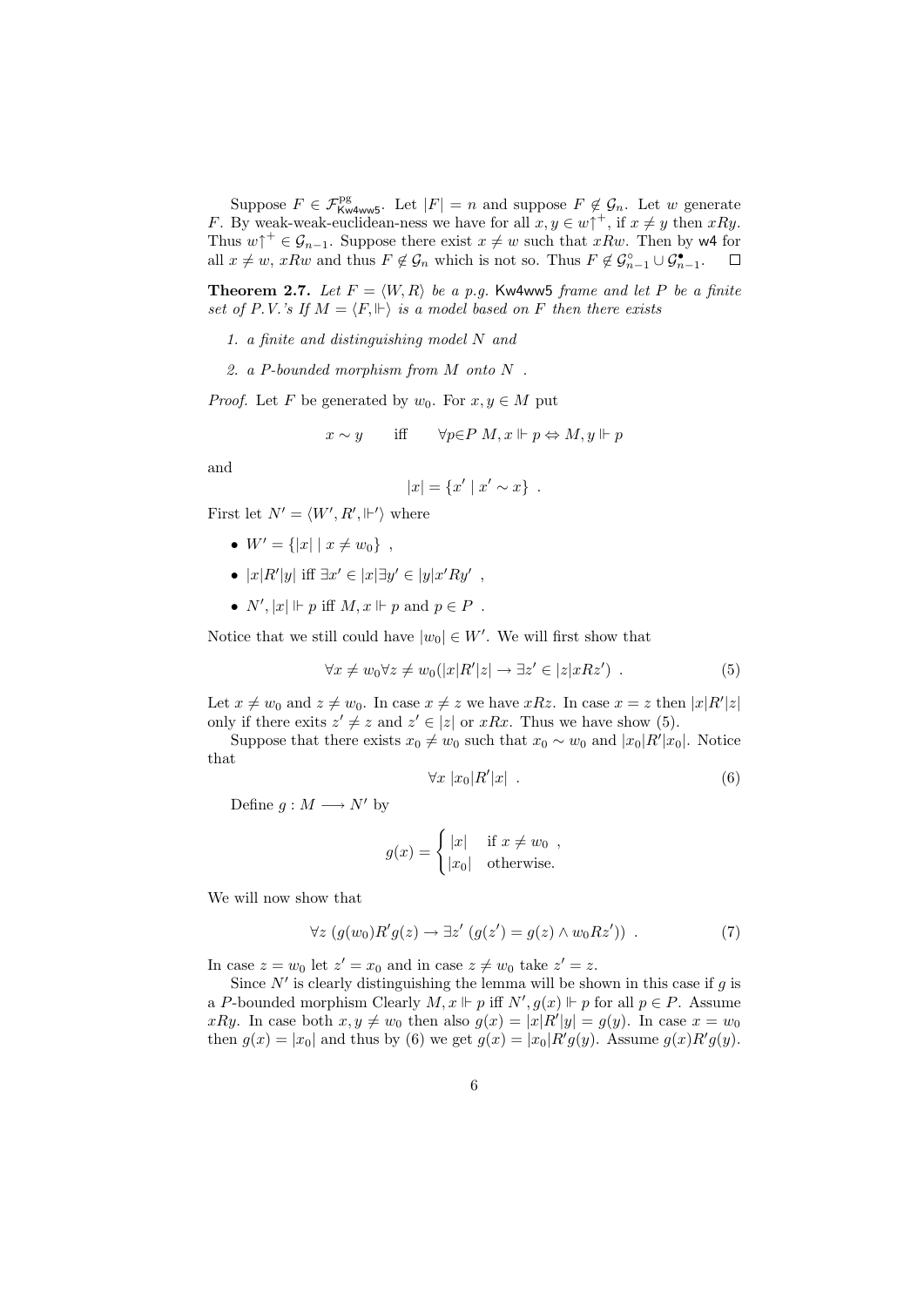Suppose $F \in \mathcal{F}^{\text{pg}}_{\mathsf{Kw4ww5}}$. Let $|F| = n$ and suppose $F \notin \mathcal{G}_n$. Let $w$ generate $F$. By weak-weak-euclidean-ness we have for all $x, y \in w{\uparrow}^+$, if $x \neq y$ then $xRy$. Thus $w{\uparrow}^+ \in \mathcal{G}_{n-1}$. Suppose there exist $x \neq w$ such that $xRw$. Then by $\mathsf{w4}$ for all $x \neq w$, $xRw$ and thus $F \notin \mathcal{G}_n$ which is not so. Thus $F \notin \mathcal{G}^\circ_{n-1} \cup \mathcal{G}^\bullet_{n-1}$. $\square$

**Theorem 2.7.** *Let $F = \langle W, R \rangle$ be a p.g.* $\mathsf{Kw4ww5}$ *frame and let $P$ be a finite set of P.V.'s If $M = \langle F, \Vdash \rangle$ is a model based on $F$ then there exists*

1. *a finite and distinguishing model $N$ and*
2. *a $P$-bounded morphism from $M$ onto $N$ .*

*Proof.* Let $F$ be generated by $w_0$. For $x, y \in M$ put

$$x \sim y \qquad \text{iff} \qquad \forall p{\in}P \; M, x \Vdash p \Leftrightarrow M, y \Vdash p$$

and

$$|x| = \{x' \mid x' \sim x\} \ .$$

First let $N' = \langle W', R', \Vdash' \rangle$ where

- $W' = \{|x| \mid x \neq w_0\}$ ,
- $|x|R'|y|$ iff $\exists x' \in |x| \exists y' \in |y| x'Ry'$ ,
- $N', |x| \Vdash p$ iff $M, x \Vdash p$ and $p \in P$ .

Notice that we still could have $|w_0| \in W'$. We will first show that

$$\forall x \neq w_0 \forall z \neq w_0 (|x|R'|z| \rightarrow \exists z' \in |z| xRz') \ . \tag{5}$$

Let $x \neq w_0$ and $z \neq w_0$. In case $x \neq z$ we have $xRz$. In case $x = z$ then $|x|R'|z|$ only if there exits $z' \neq z$ and $z' \in |z|$ or $xRx$. Thus we have show (5).

Suppose that there exists $x_0 \neq w_0$ such that $x_0 \sim w_0$ and $|x_0|R'|x_0|$. Notice that

$$\forall x \; |x_0|R'|x| \ . \tag{6}$$

Define $g : M \longrightarrow N'$ by

$$g(x) = \begin{cases} |x| & \text{if } x \neq w_0 \ , \\ |x_0| & \text{otherwise.} \end{cases}$$

We will now show that

$$\forall z \; (g(w_0)R'g(z) \rightarrow \exists z' \; (g(z') = g(z) \wedge w_0Rz')) \ . \tag{7}$$

In case $z = w_0$ let $z' = x_0$ and in case $z \neq w_0$ take $z' = z$.

Since $N'$ is clearly distinguishing the lemma will be shown in this case if $g$ is a $P$-bounded morphism Clearly $M, x \Vdash p$ iff $N', g(x) \Vdash p$ for all $p \in P$. Assume $xRy$. In case both $x, y \neq w_0$ then also $g(x) = |x|R'|y| = g(y)$. In case $x = w_0$ then $g(x) = |x_0|$ and thus by (6) we get $g(x) = |x_0|R'g(y)$. Assume $g(x)R'g(y)$.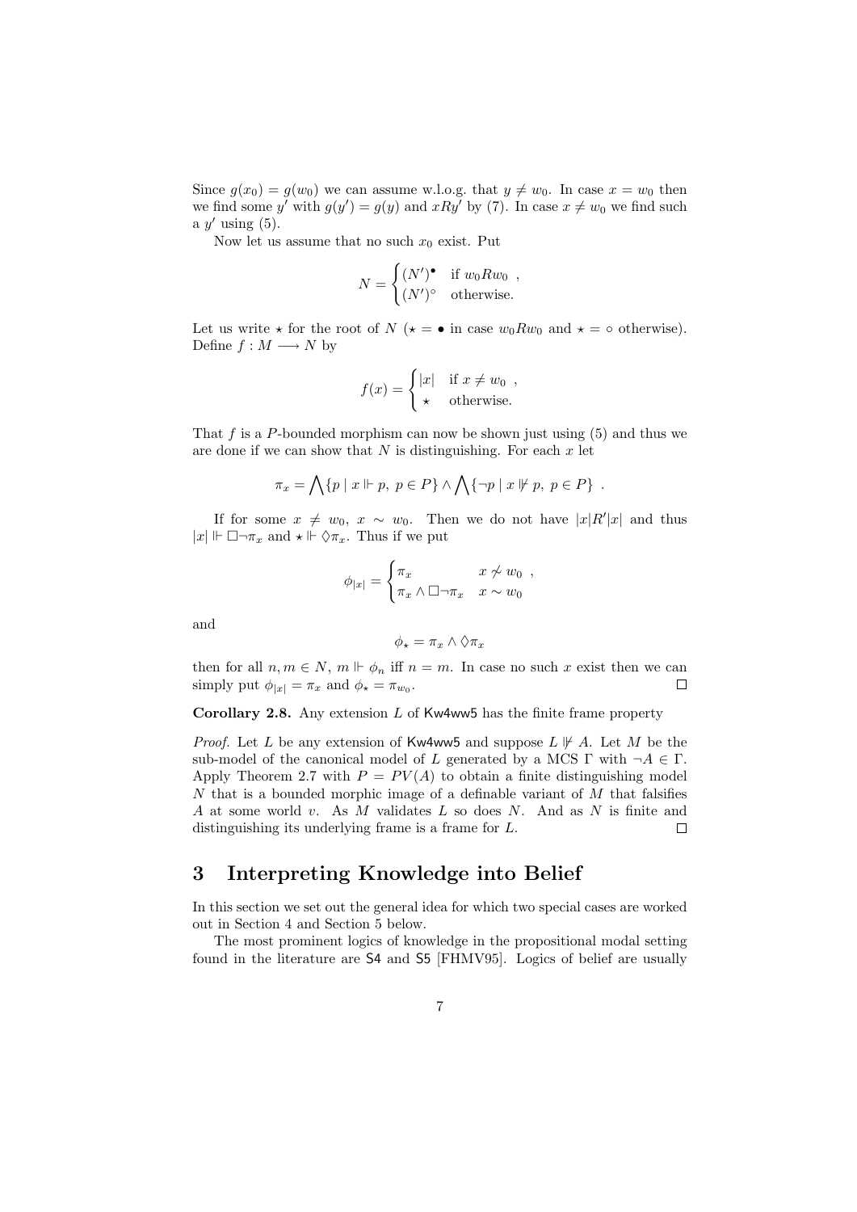Since $g(x_0) = g(w_0)$ we can assume w.l.o.g. that $y \neq w_0$. In case $x = w_0$ then we find some $y'$ with $g(y') = g(y)$ and $xRy'$ by (7). In case $x \neq w_0$ we find such a $y'$ using (5).

Now let us assume that no such $x_0$ exist. Put

$$N = \begin{cases} (N')^{\bullet} & \text{if } w_0 R w_0 \ , \\ (N')^{\circ} & \text{otherwise.} \end{cases}$$

Let us write $\star$ for the root of $N$ ($\star = \bullet$ in case $w_0 R w_0$ and $\star = \circ$ otherwise). Define $f : M \longrightarrow N$ by

$$f(x) = \begin{cases} |x| & \text{if } x \neq w_0 \ , \\ \star & \text{otherwise.} \end{cases}$$

That $f$ is a $P$-bounded morphism can now be shown just using (5) and thus we are done if we can show that $N$ is distinguishing. For each $x$ let

$$\pi_x = \bigwedge \{p \mid x \Vdash p,\ p \in P\} \wedge \bigwedge \{\neg p \mid x \nVdash p,\ p \in P\} \ .$$

If for some $x \neq w_0$, $x \sim w_0$. Then we do not have $|x| R' |x|$ and thus $|x| \Vdash \Box \neg \pi_x$ and $\star \Vdash \Diamond \pi_x$. Thus if we put

$$\phi_{|x|} = \begin{cases} \pi_x & x \not\sim w_0 \ , \\ \pi_x \wedge \Box \neg \pi_x & x \sim w_0 \end{cases}$$

and

$$\phi_\star = \pi_x \wedge \Diamond \pi_x$$

then for all $n, m \in N$, $m \Vdash \phi_n$ iff $n = m$. In case no such $x$ exist then we can simply put $\phi_{|x|} = \pi_x$ and $\phi_\star = \pi_{w_0}$. □

**Corollary 2.8.** Any extension $L$ of Kw4ww5 has the finite frame property

*Proof.* Let $L$ be any extension of Kw4ww5 and suppose $L \nVdash A$. Let $M$ be the sub-model of the canonical model of $L$ generated by a MCS $\Gamma$ with $\neg A \in \Gamma$. Apply Theorem 2.7 with $P = PV(A)$ to obtain a finite distinguishing model $N$ that is a bounded morphic image of a definable variant of $M$ that falsifies $A$ at some world $v$. As $M$ validates $L$ so does $N$. And as $N$ is finite and distinguishing its underlying frame is a frame for $L$. □

## 3 Interpreting Knowledge into Belief

In this section we set out the general idea for which two special cases are worked out in Section 4 and Section 5 below.

The most prominent logics of knowledge in the propositional modal setting found in the literature are S4 and S5 [FHMV95]. Logics of belief are usually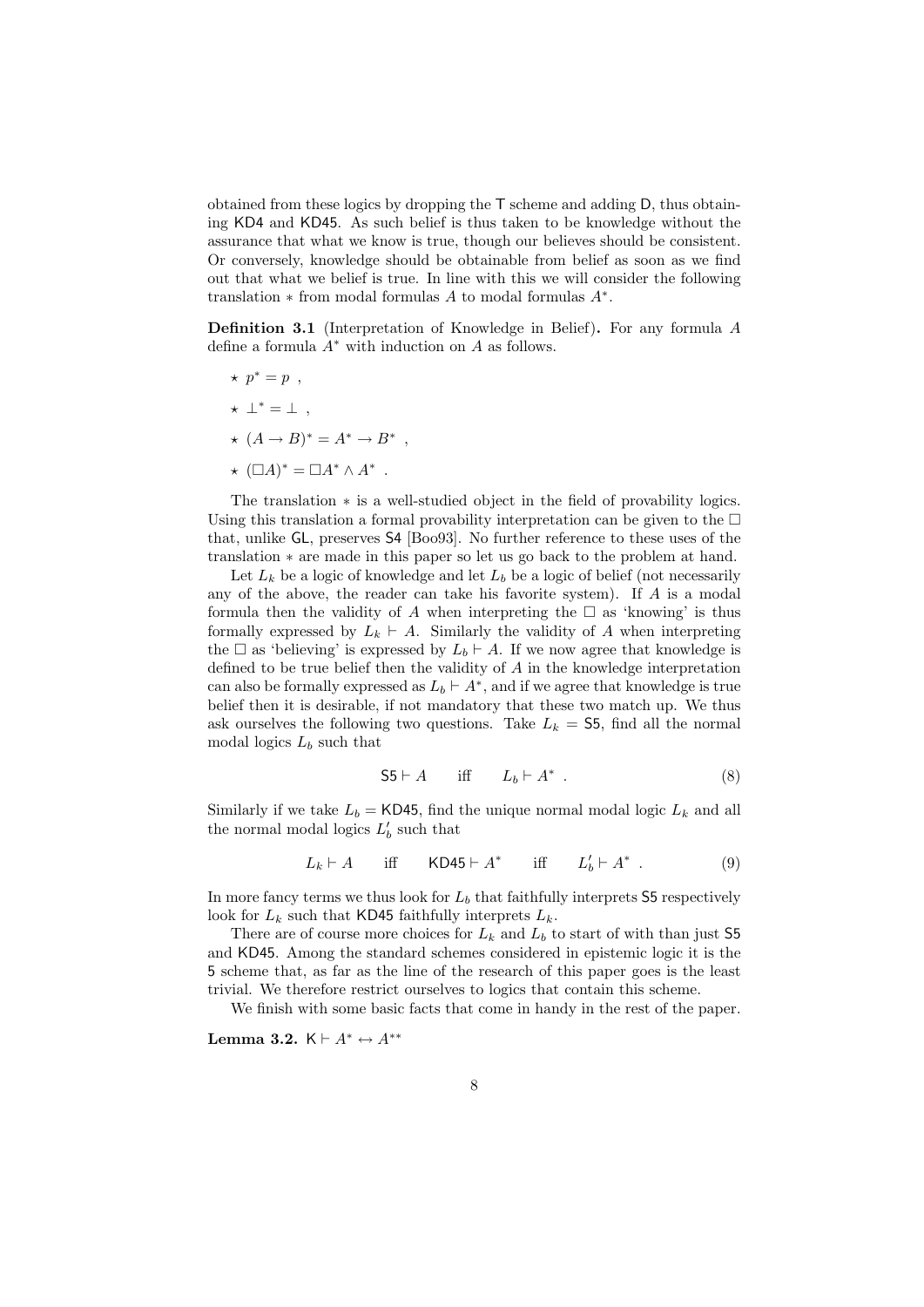obtained from these logics by dropping the T scheme and adding D, thus obtaining KD4 and KD45. As such belief is thus taken to be knowledge without the assurance that what we know is true, though our believes should be consistent. Or conversely, knowledge should be obtainable from belief as soon as we find out that what we belief is true. In line with this we will consider the following translation $*$ from modal formulas $A$ to modal formulas $A^*$.

**Definition 3.1** (Interpretation of Knowledge in Belief)**.** For any formula $A$ define a formula $A^*$ with induction on $A$ as follows.

- $\star$ $p^* = p$ ,
- $\star$ $\bot^* = \bot$ ,
- $\star$ $(A \to B)^* = A^* \to B^*$ ,
- $\star$ $(\Box A)^* = \Box A^* \wedge A^*$ .

The translation $*$ is a well-studied object in the field of provability logics. Using this translation a formal provability interpretation can be given to the $\Box$ that, unlike GL, preserves S4 [Boo93]. No further reference to these uses of the translation $*$ are made in this paper so let us go back to the problem at hand.

Let $L_k$ be a logic of knowledge and let $L_b$ be a logic of belief (not necessarily any of the above, the reader can take his favorite system). If $A$ is a modal formula then the validity of $A$ when interpreting the $\Box$ as 'knowing' is thus formally expressed by $L_k \vdash A$. Similarly the validity of $A$ when interpreting the $\Box$ as 'believing' is expressed by $L_b \vdash A$. If we now agree that knowledge is defined to be true belief then the validity of $A$ in the knowledge interpretation can also be formally expressed as $L_b \vdash A^*$, and if we agree that knowledge is true belief then it is desirable, if not mandatory that these two match up. We thus ask ourselves the following two questions. Take $L_k = \mathsf{S5}$, find all the normal modal logics $L_b$ such that

$$\mathsf{S5} \vdash A \qquad \text{iff} \qquad L_b \vdash A^* \ . \tag{8}$$

Similarly if we take $L_b = \mathsf{KD45}$, find the unique normal modal logic $L_k$ and all the normal modal logics $L'_b$ such that

$$L_k \vdash A \qquad \text{iff} \qquad \mathsf{KD45} \vdash A^* \qquad \text{iff} \qquad L'_b \vdash A^* \ . \tag{9}$$

In more fancy terms we thus look for $L_b$ that faithfully interprets S5 respectively look for $L_k$ such that KD45 faithfully interprets $L_k$.

There are of course more choices for $L_k$ and $L_b$ to start of with than just S5 and KD45. Among the standard schemes considered in epistemic logic it is the 5 scheme that, as far as the line of the research of this paper goes is the least trivial. We therefore restrict ourselves to logics that contain this scheme.

We finish with some basic facts that come in handy in the rest of the paper.

**Lemma 3.2.** $\mathsf{K} \vdash A^* \leftrightarrow A^{**}$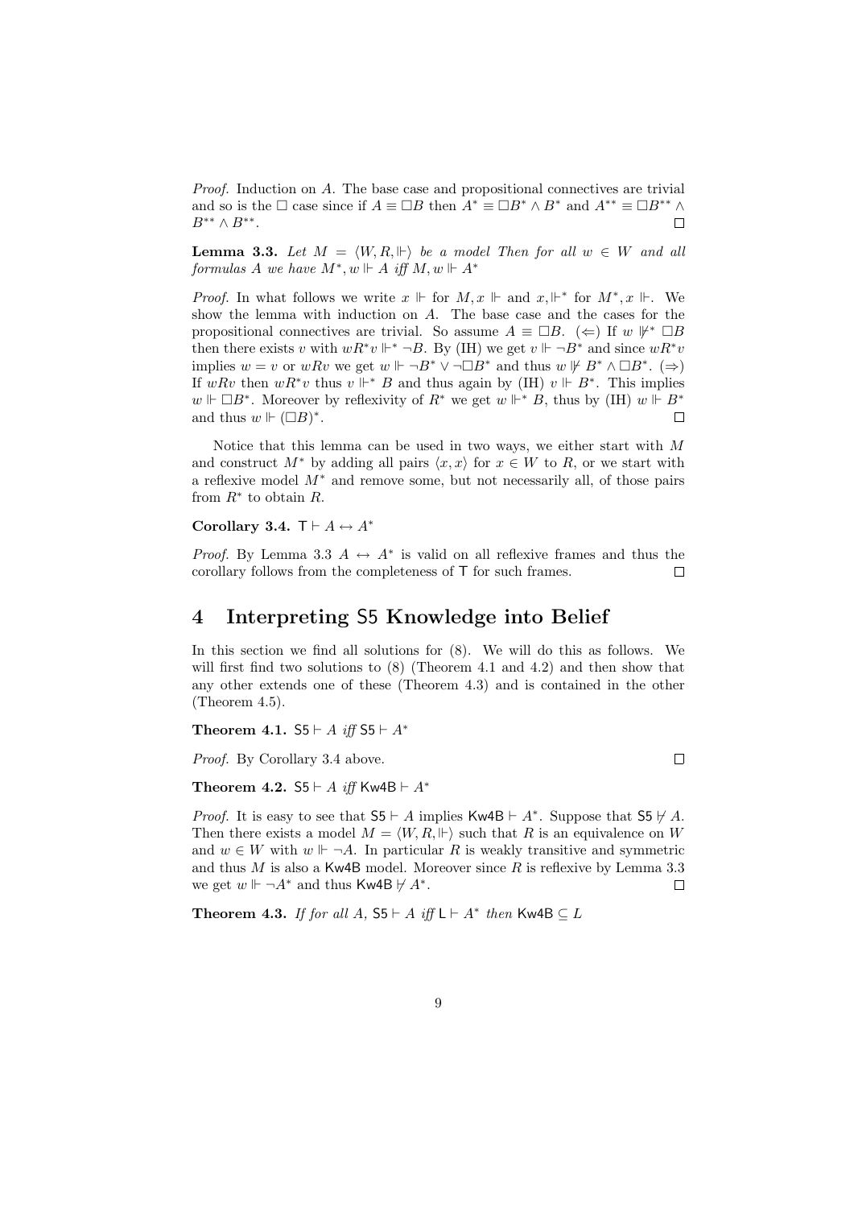*Proof.* Induction on $A$. The base case and propositional connectives are trivial and so is the $\Box$ case since if $A \equiv \Box B$ then $A^* \equiv \Box B^* \wedge B^*$ and $A^{**} \equiv \Box B^{**} \wedge B^{**} \wedge B^{**}$. $\Box$

**Lemma 3.3.** *Let $M = \langle W, R, \Vdash \rangle$ be a model Then for all $w \in W$ and all formulas $A$ we have $M^*, w \Vdash A$ iff $M, w \Vdash A^*$*

*Proof.* In what follows we write $x \Vdash$ for $M, x \Vdash$ and $x, \Vdash^*$ for $M^*, x \Vdash$. We show the lemma with induction on $A$. The base case and the cases for the propositional connectives are trivial. So assume $A \equiv \Box B$. ($\Leftarrow$) If $w \nVdash^* \Box B$ then there exists $v$ with $wR^*v \Vdash^* \neg B$. By (IH) we get $v \Vdash \neg B^*$ and since $wR^*v$ implies $w = v$ or $wRv$ we get $w \Vdash \neg B^* \vee \neg \Box B^*$ and thus $w \nVdash B^* \wedge \Box B^*$. ($\Rightarrow$) If $wRv$ then $wR^*v$ thus $v \Vdash^* B$ and thus again by (IH) $v \Vdash B^*$. This implies $w \Vdash \Box B^*$. Moreover by reflexivity of $R^*$ we get $w \Vdash^* B$, thus by (IH) $w \Vdash B^*$ and thus $w \Vdash (\Box B)^*$. $\Box$

Notice that this lemma can be used in two ways, we either start with $M$ and construct $M^*$ by adding all pairs $\langle x, x \rangle$ for $x \in W$ to $R$, or we start with a reflexive model $M^*$ and remove some, but not necessarily all, of those pairs from $R^*$ to obtain $R$.

**Corollary 3.4.** $\mathsf{T} \vdash A \leftrightarrow A^*$

*Proof.* By Lemma 3.3 $A \leftrightarrow A^*$ is valid on all reflexive frames and thus the corollary follows from the completeness of $\mathsf{T}$ for such frames. $\Box$

# 4 Interpreting S5 Knowledge into Belief

In this section we find all solutions for (8). We will do this as follows. We will first find two solutions to (8) (Theorem 4.1 and 4.2) and then show that any other extends one of these (Theorem 4.3) and is contained in the other (Theorem 4.5).

**Theorem 4.1.** $\mathsf{S5} \vdash A$ *iff* $\mathsf{S5} \vdash A^*$

*Proof.* By Corollary 3.4 above. $\Box$

**Theorem 4.2.** $\mathsf{S5} \vdash A$ *iff* $\mathsf{Kw4B} \vdash A^*$

*Proof.* It is easy to see that $\mathsf{S5} \vdash A$ implies $\mathsf{Kw4B} \vdash A^*$. Suppose that $\mathsf{S5} \nvdash A$. Then there exists a model $M = \langle W, R, \Vdash \rangle$ such that $R$ is an equivalence on $W$ and $w \in W$ with $w \Vdash \neg A$. In particular $R$ is weakly transitive and symmetric and thus $M$ is also a $\mathsf{Kw4B}$ model. Moreover since $R$ is reflexive by Lemma 3.3 we get $w \Vdash \neg A^*$ and thus $\mathsf{Kw4B} \nvdash A^*$. $\Box$

**Theorem 4.3.** *If for all $A$, $\mathsf{S5} \vdash A$ iff $\mathsf{L} \vdash A^*$ then $\mathsf{Kw4B} \subseteq L$*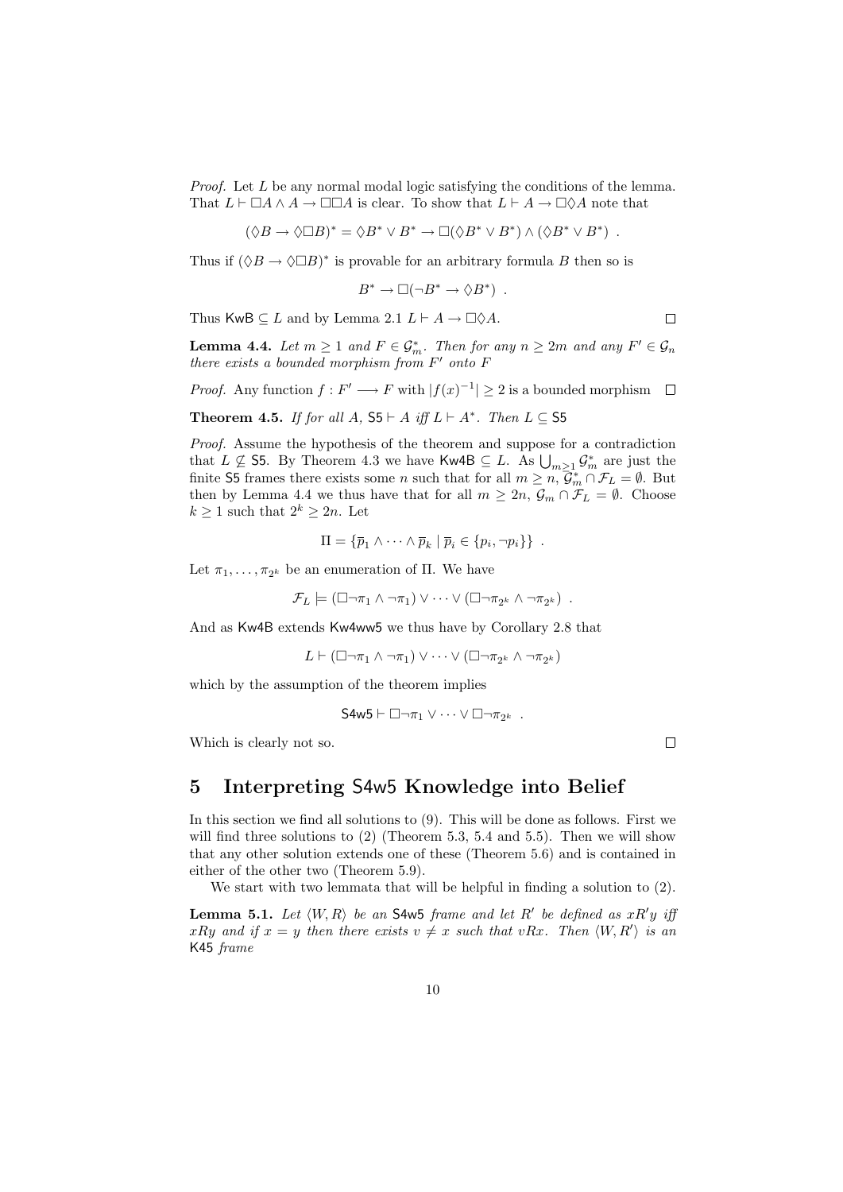*Proof.* Let $L$ be any normal modal logic satisfying the conditions of the lemma. That $L \vdash \Box A \wedge A \to \Box\Box A$ is clear. To show that $L \vdash A \to \Box\Diamond A$ note that

$$(\Diamond B \to \Diamond\Box B)^* = \Diamond B^* \vee B^* \to \Box(\Diamond B^* \vee B^*) \wedge (\Diamond B^* \vee B^*) \ .$$

Thus if $(\Diamond B \to \Diamond\Box B)^*$ is provable for an arbitrary formula $B$ then so is

$$B^* \to \Box(\neg B^* \to \Diamond B^*) \ .$$

Thus $\mathsf{KwB} \subseteq L$ and by Lemma 2.1 $L \vdash A \to \Box\Diamond A$. ◻

**Lemma 4.4.** *Let $m \geq 1$ and $F \in \mathcal{G}^*_m$. Then for any $n \geq 2m$ and any $F' \in \mathcal{G}_n$ there exists a bounded morphism from $F'$ onto $F$*

*Proof.* Any function $f : F' \longrightarrow F$ with $|f(x)^{-1}| \geq 2$ is a bounded morphism ◻

**Theorem 4.5.** *If for all $A$, $\mathsf{S5} \vdash A$ iff $L \vdash A^*$. Then $L \subseteq \mathsf{S5}$*

*Proof.* Assume the hypothesis of the theorem and suppose for a contradiction that $L \not\subseteq \mathsf{S5}$. By Theorem 4.3 we have $\mathsf{Kw4B} \subseteq L$. As $\bigcup_{m\geq 1} \mathcal{G}^*_m$ are just the finite $\mathsf{S5}$ frames there exists some $n$ such that for all $m \geq n$, $\mathcal{G}^*_m \cap \mathcal{F}_L = \emptyset$. But then by Lemma 4.4 we thus have that for all $m \geq 2n$, $\mathcal{G}_m \cap \mathcal{F}_L = \emptyset$. Choose $k \geq 1$ such that $2^k \geq 2n$. Let

$$\Pi = \{\overline{p}_1 \wedge \cdots \wedge \overline{p}_k \mid \overline{p}_i \in \{p_i, \neg p_i\}\} \ .$$

Let $\pi_1, \ldots, \pi_{2^k}$ be an enumeration of $\Pi$. We have

$$\mathcal{F}_L \models (\Box\neg\pi_1 \wedge \neg\pi_1) \vee \cdots \vee (\Box\neg\pi_{2^k} \wedge \neg\pi_{2^k}) \ .$$

And as $\mathsf{Kw4B}$ extends $\mathsf{Kw4ww5}$ we thus have by Corollary 2.8 that

$$L \vdash (\Box\neg\pi_1 \wedge \neg\pi_1) \vee \cdots \vee (\Box\neg\pi_{2^k} \wedge \neg\pi_{2^k})$$

which by the assumption of the theorem implies

$$\mathsf{S4w5} \vdash \Box\neg\pi_1 \vee \cdots \vee \Box\neg\pi_{2^k} \ .$$

Which is clearly not so. ◻

# 5 Interpreting S4w5 Knowledge into Belief

In this section we find all solutions to (9). This will be done as follows. First we will find three solutions to (2) (Theorem 5.3, 5.4 and 5.5). Then we will show that any other solution extends one of these (Theorem 5.6) and is contained in either of the other two (Theorem 5.9).

We start with two lemmata that will be helpful in finding a solution to (2).

**Lemma 5.1.** *Let $\langle W, R\rangle$ be an $\mathsf{S4w5}$ frame and let $R'$ be defined as $xR'y$ iff $xRy$ and if $x = y$ then there exists $v \neq x$ such that $vRx$. Then $\langle W, R'\rangle$ is an $\mathsf{K45}$ frame*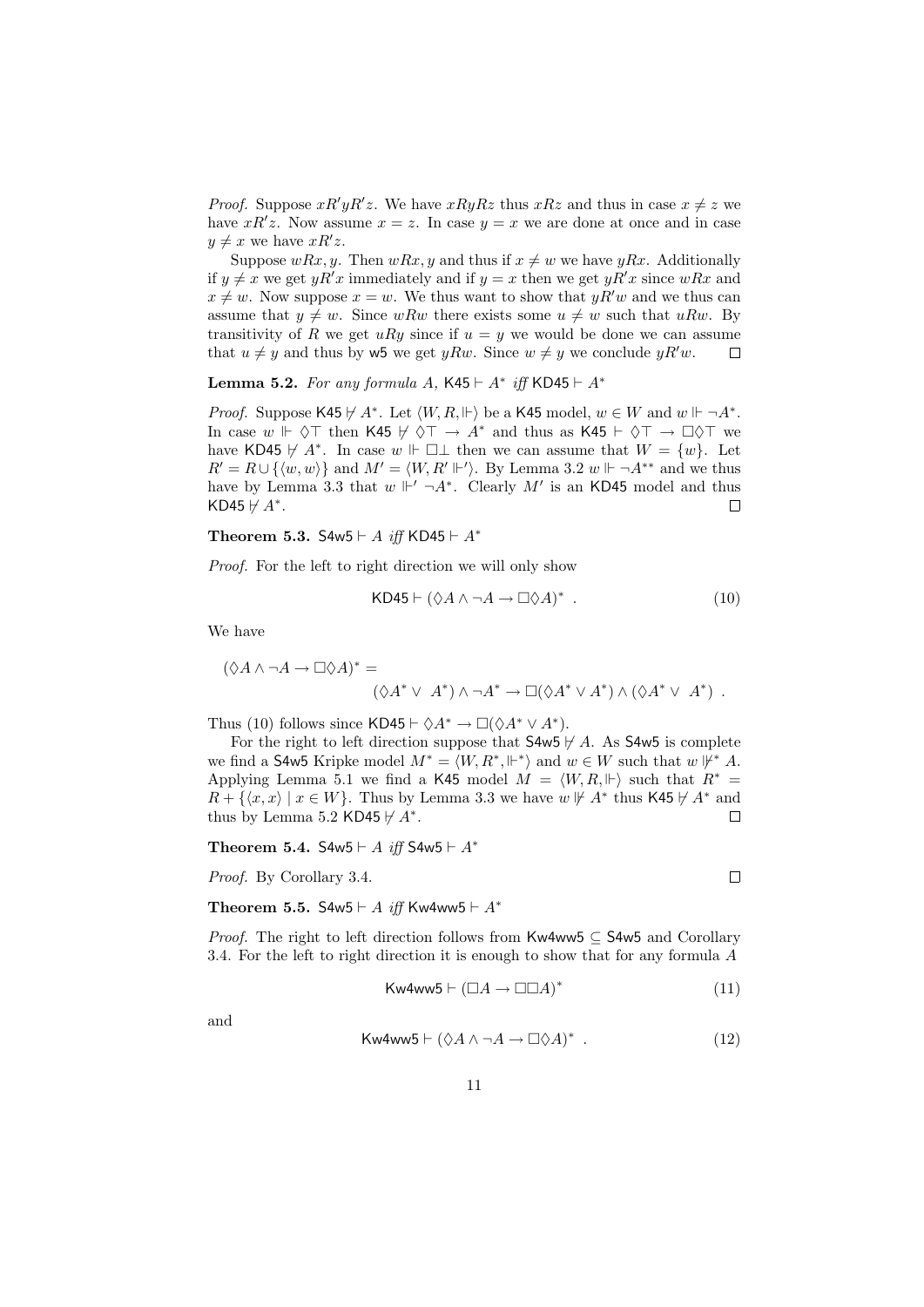*Proof.* Suppose $xR'yR'z$. We have $xRyRz$ thus $xRz$ and thus in case $x \neq z$ we have $xR'z$. Now assume $x = z$. In case $y = x$ we are done at once and in case $y \neq x$ we have $xR'z$.

Suppose $wRx, y$. Then $wRx, y$ and thus if $x \neq w$ we have $yRx$. Additionally if $y \neq x$ we get $yR'x$ immediately and if $y = x$ then we get $yR'x$ since $wRx$ and $x \neq w$. Now suppose $x = w$. We thus want to show that $yR'w$ and we thus can assume that $y \neq w$. Since $wRw$ there exists some $u \neq w$ such that $uRw$. By transitivity of $R$ we get $uRy$ since if $u = y$ we would be done we can assume that $u \neq y$ and thus by w5 we get $yRw$. Since $w \neq y$ we conclude $yR'w$. □

**Lemma 5.2.** *For any formula $A$, $\mathsf{K45} \vdash A^*$ iff $\mathsf{KD45} \vdash A^*$*

*Proof.* Suppose $\mathsf{K45} \nvdash A^*$. Let $\langle W, R, \Vdash\rangle$ be a K45 model, $w \in W$ and $w \Vdash \neg A^*$. In case $w \Vdash \Diamond\top$ then $\mathsf{K45} \nvdash \Diamond\top \to A^*$ and thus as $\mathsf{K45} \vdash \Diamond\top \to \Box\Diamond\top$ we have $\mathsf{KD45} \nvdash A^*$. In case $w \Vdash \Box\bot$ then we can assume that $W = \{w\}$. Let $R' = R \cup \{\langle w, w\rangle\}$ and $M' = \langle W, R' \Vdash'\rangle$. By Lemma 3.2 $w \Vdash \neg A^{**}$ and we thus have by Lemma 3.3 that $w \Vdash' \neg A^*$. Clearly $M'$ is an KD45 model and thus $\mathsf{KD45} \nvdash A^*$. □

**Theorem 5.3.** $\mathsf{S4w5} \vdash A$ *iff* $\mathsf{KD45} \vdash A^*$

*Proof.* For the left to right direction we will only show

$$\mathsf{KD45} \vdash (\Diamond A \land \neg A \to \Box\Diamond A)^* \ . \tag{10}$$

We have

$$(\Diamond A \land \neg A \to \Box\Diamond A)^* = \\ (\Diamond A^* \lor\ A^*) \land \neg A^* \to \Box(\Diamond A^* \lor A^*) \land (\Diamond A^* \lor\ A^*) \ .$$

Thus (10) follows since $\mathsf{KD45} \vdash \Diamond A^* \to \Box(\Diamond A^* \lor A^*)$.

For the right to left direction suppose that $\mathsf{S4w5} \nvdash A$. As S4w5 is complete we find a S4w5 Kripke model $M^* = \langle W, R^*, \Vdash^*\rangle$ and $w \in W$ such that $w \nVdash^* A$. Applying Lemma 5.1 we find a K45 model $M = \langle W, R, \Vdash\rangle$ such that $R^* = R + \{\langle x, x\rangle \mid x \in W\}$. Thus by Lemma 3.3 we have $w \nVdash A^*$ thus $\mathsf{K45} \nvdash A^*$ and thus by Lemma 5.2 $\mathsf{KD45} \nvdash A^*$. □

**Theorem 5.4.** $\mathsf{S4w5} \vdash A$ *iff* $\mathsf{S4w5} \vdash A^*$

*Proof.* By Corollary 3.4. □

**Theorem 5.5.** $\mathsf{S4w5} \vdash A$ *iff* $\mathsf{Kw4ww5} \vdash A^*$

*Proof.* The right to left direction follows from $\mathsf{Kw4ww5} \subseteq \mathsf{S4w5}$ and Corollary 3.4. For the left to right direction it is enough to show that for any formula $A$

$$\mathsf{Kw4ww5} \vdash (\Box A \to \Box\Box A)^* \tag{11}$$

and

$$\mathsf{Kw4ww5} \vdash (\Diamond A \land \neg A \to \Box\Diamond A)^* \ . \tag{12}$$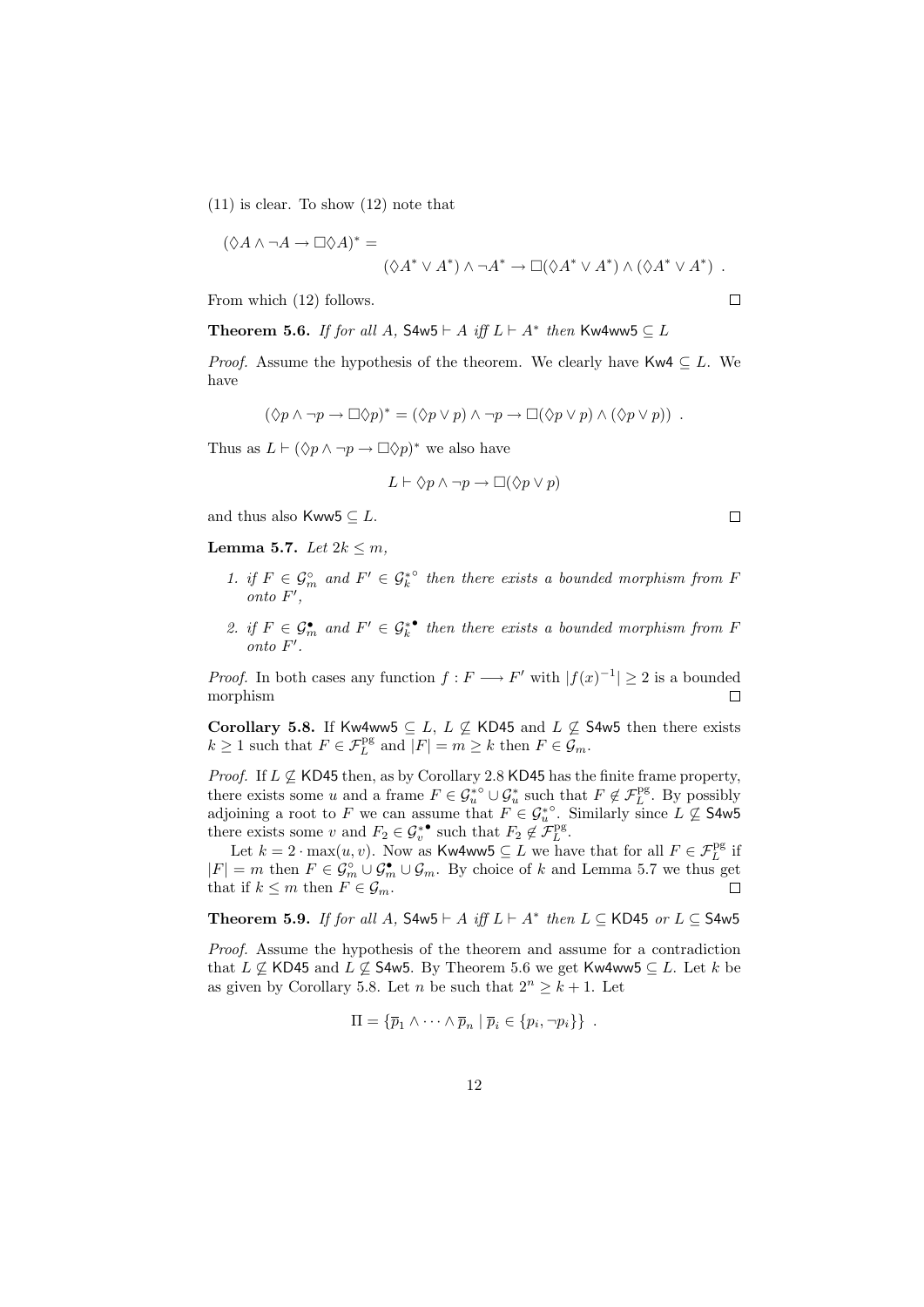(11) is clear. To show (12) note that

$$(\Diamond A \wedge \neg A \to \Box \Diamond A)^* =$$
$$(\Diamond A^* \vee A^*) \wedge \neg A^* \to \Box(\Diamond A^* \vee A^*) \wedge (\Diamond A^* \vee A^*) \ .$$

From which (12) follows. ∎

**Theorem 5.6.** *If for all $A$, $\mathsf{S4w5} \vdash A$ iff $L \vdash A^*$ then $\mathsf{Kw4ww5} \subseteq L$*

*Proof.* Assume the hypothesis of the theorem. We clearly have $\mathsf{Kw4} \subseteq L$. We have

$$(\Diamond p \wedge \neg p \to \Box \Diamond p)^* = (\Diamond p \vee p) \wedge \neg p \to \Box(\Diamond p \vee p) \wedge (\Diamond p \vee p)) \ .$$

Thus as $L \vdash (\Diamond p \wedge \neg p \to \Box \Diamond p)^*$ we also have

$$L \vdash \Diamond p \wedge \neg p \to \Box(\Diamond p \vee p)$$

and thus also $\mathsf{Kww5} \subseteq L$. ∎

**Lemma 5.7.** *Let $2k \leq m$,*

1. *if $F \in \mathcal{G}_m^\circ$ and $F' \in \mathcal{G}_k^{*\circ}$ then there exists a bounded morphism from $F$ onto $F'$,*
2. *if $F \in \mathcal{G}_m^\bullet$ and $F' \in \mathcal{G}_k^{*\bullet}$ then there exists a bounded morphism from $F$ onto $F'$.*

*Proof.* In both cases any function $f : F \longrightarrow F'$ with $|f(x)^{-1}| \geq 2$ is a bounded morphism ∎

**Corollary 5.8.** If $\mathsf{Kw4ww5} \subseteq L$, $L \not\subseteq \mathsf{KD45}$ and $L \not\subseteq \mathsf{S4w5}$ then there exists $k \geq 1$ such that $F \in \mathcal{F}_L^{\mathrm{pg}}$ and $|F| = m \geq k$ then $F \in \mathcal{G}_m$.

*Proof.* If $L \not\subseteq \mathsf{KD45}$ then, as by Corollary 2.8 $\mathsf{KD45}$ has the finite frame property, there exists some $u$ and a frame $F \in \mathcal{G}_u^{*\circ} \cup \mathcal{G}_u^*$ such that $F \notin \mathcal{F}_L^{\mathrm{pg}}$. By possibly adjoining a root to $F$ we can assume that $F \in \mathcal{G}_u^{*\circ}$. Similarly since $L \not\subseteq \mathsf{S4w5}$ there exists some $v$ and $F_2 \in \mathcal{G}_v^{*\bullet}$ such that $F_2 \notin \mathcal{F}_L^{\mathrm{pg}}$.

Let $k = 2 \cdot \max(u, v)$. Now as $\mathsf{Kw4ww5} \subseteq L$ we have that for all $F \in \mathcal{F}_L^{\mathrm{pg}}$ if $|F| = m$ then $F \in \mathcal{G}_m^\circ \cup \mathcal{G}_m^\bullet \cup \mathcal{G}_m$. By choice of $k$ and Lemma 5.7 we thus get that if $k \leq m$ then $F \in \mathcal{G}_m$. ∎

**Theorem 5.9.** *If for all $A$, $\mathsf{S4w5} \vdash A$ iff $L \vdash A^*$ then $L \subseteq \mathsf{KD45}$ or $L \subseteq \mathsf{S4w5}$*

*Proof.* Assume the hypothesis of the theorem and assume for a contradiction that $L \not\subseteq \mathsf{KD45}$ and $L \not\subseteq \mathsf{S4w5}$. By Theorem 5.6 we get $\mathsf{Kw4ww5} \subseteq L$. Let $k$ be as given by Corollary 5.8. Let $n$ be such that $2^n \geq k + 1$. Let

$$\Pi = \{\overline{p}_1 \wedge \cdots \wedge \overline{p}_n \mid \overline{p}_i \in \{p_i, \neg p_i\}\} \ .$$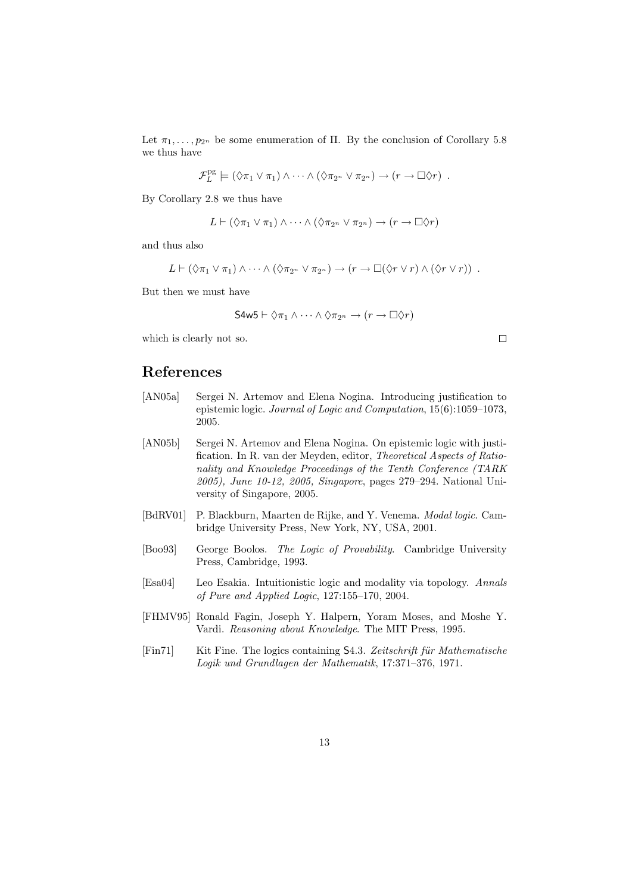Let $\pi_1, \ldots, p_{2^n}$ be some enumeration of $\Pi$. By the conclusion of Corollary 5.8 we thus have

$$\mathcal{F}_L^{\mathrm{pg}} \models (\Diamond\pi_1 \vee \pi_1) \wedge \cdots \wedge (\Diamond\pi_{2^n} \vee \pi_{2^n}) \rightarrow (r \rightarrow \Box\Diamond r) \ .$$

By Corollary 2.8 we thus have

$$L \vdash (\Diamond\pi_1 \vee \pi_1) \wedge \cdots \wedge (\Diamond\pi_{2^n} \vee \pi_{2^n}) \rightarrow (r \rightarrow \Box\Diamond r)$$

and thus also

$$L \vdash (\Diamond\pi_1 \vee \pi_1) \wedge \cdots \wedge (\Diamond\pi_{2^n} \vee \pi_{2^n}) \rightarrow (r \rightarrow \Box(\Diamond r \vee r) \wedge (\Diamond r \vee r)) \ .$$

But then we must have

$$\mathsf{S4w5} \vdash \Diamond\pi_1 \wedge \cdots \wedge \Diamond\pi_{2^n} \rightarrow (r \rightarrow \Box\Diamond r)$$

which is clearly not so. $\square$

# References

[AN05a] Sergei N. Artemov and Elena Nogina. Introducing justification to epistemic logic. *Journal of Logic and Computation*, 15(6):1059–1073, 2005.

[AN05b] Sergei N. Artemov and Elena Nogina. On epistemic logic with justification. In R. van der Meyden, editor, *Theoretical Aspects of Rationality and Knowledge Proceedings of the Tenth Conference (TARK 2005), June 10-12, 2005, Singapore*, pages 279–294. National University of Singapore, 2005.

[BdRV01] P. Blackburn, Maarten de Rijke, and Y. Venema. *Modal logic*. Cambridge University Press, New York, NY, USA, 2001.

[Boo93] George Boolos. *The Logic of Provability*. Cambridge University Press, Cambridge, 1993.

[Esa04] Leo Esakia. Intuitionistic logic and modality via topology. *Annals of Pure and Applied Logic*, 127:155–170, 2004.

[FHMV95] Ronald Fagin, Joseph Y. Halpern, Yoram Moses, and Moshe Y. Vardi. *Reasoning about Knowledge*. The MIT Press, 1995.

[Fin71] Kit Fine. The logics containing S4.3. *Zeitschrift für Mathematische Logik und Grundlagen der Mathematik*, 17:371–376, 1971.